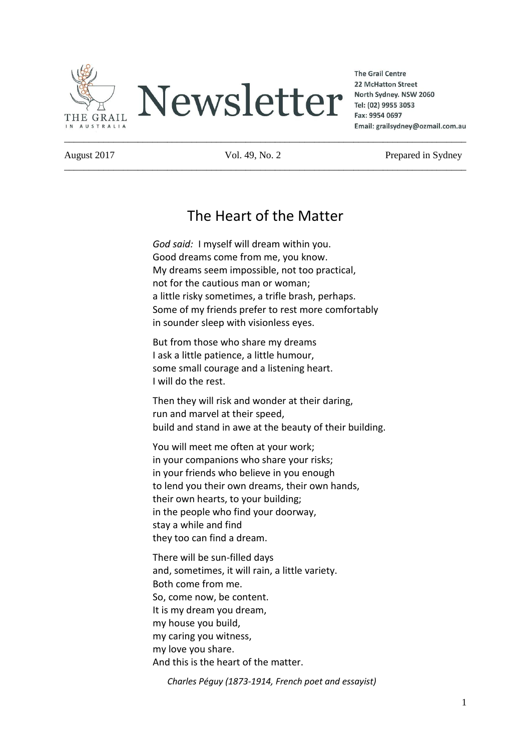# Newsletter

**The Grail Centre**
**22 McHatton Street**
**North Sydney. NSW 2060**
**Tel: (02) 9955 3053**
**Fax: 9954 0697**
**Email: grailsydney@ozmail.com.au**

August 2017 | Vol. 49, No. 2 | Prepared in Sydney

## The Heart of the Matter

*God said:* I myself will dream within you.
Good dreams come from me, you know.
My dreams seem impossible, not too practical,
not for the cautious man or woman;
a little risky sometimes, a trifle brash, perhaps.
Some of my friends prefer to rest more comfortably
in sounder sleep with visionless eyes.

But from those who share my dreams
I ask a little patience, a little humour,
some small courage and a listening heart.
I will do the rest.

Then they will risk and wonder at their daring,
run and marvel at their speed,
build and stand in awe at the beauty of their building.

You will meet me often at your work;
in your companions who share your risks;
in your friends who believe in you enough
to lend you their own dreams, their own hands,
their own hearts, to your building;
in the people who find your doorway,
stay a while and find
they too can find a dream.

There will be sun-filled days
and, sometimes, it will rain, a little variety.
Both come from me.
So, come now, be content.
It is my dream you dream,
my house you build,
my caring you witness,
my love you share.
And this is the heart of the matter.

*Charles Péguy (1873-1914, French poet and essayist)*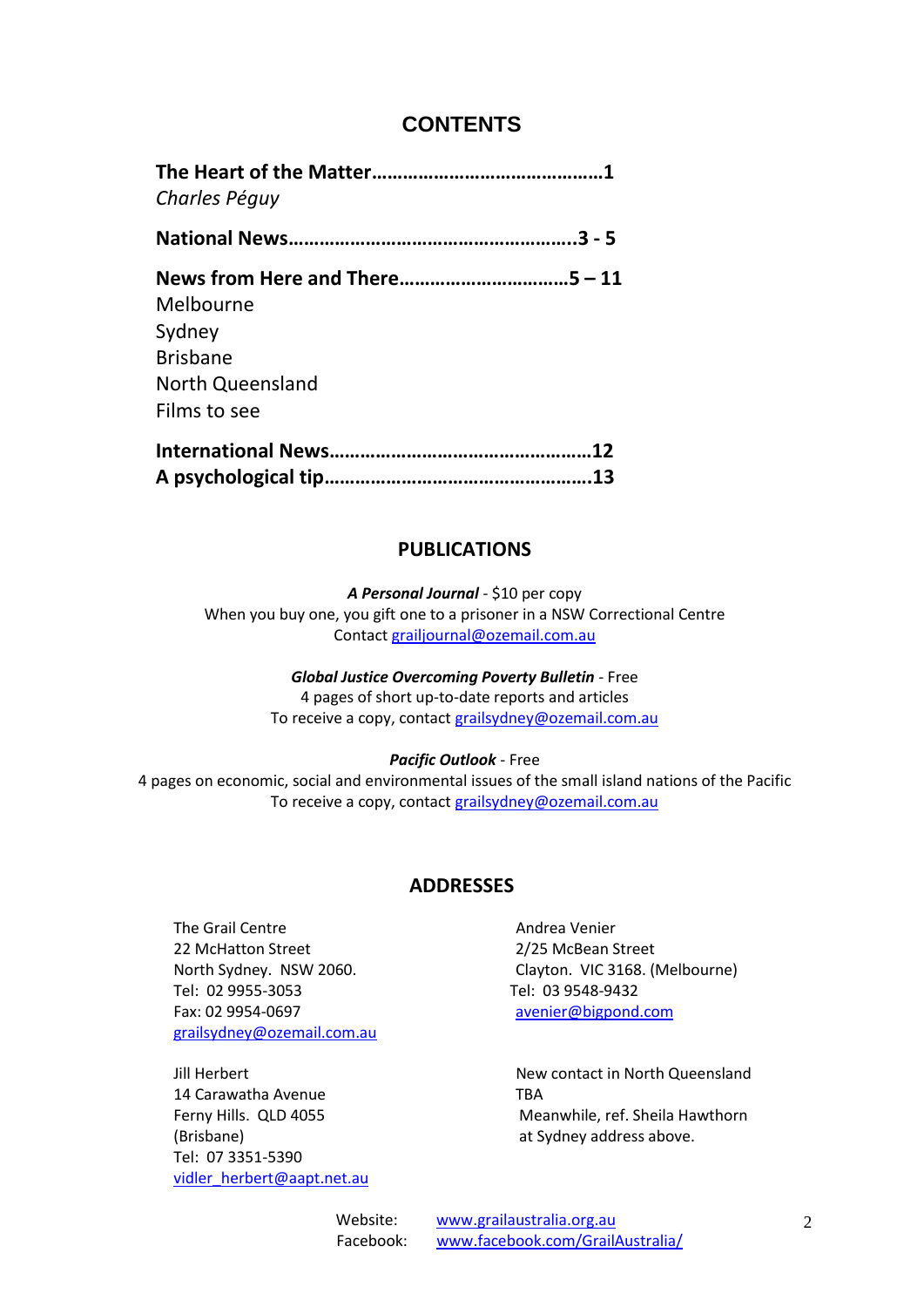# CONTENTS

**The Heart of the Matter……………………………………1**
*Charles Péguy*

**National News……………………………………………….3 - 5**

**News from Here and There……………………………5 – 11**
Melbourne
Sydney
Brisbane
North Queensland
Films to see

**International News……………………………………………12**
**A psychological tip……………………………………………13**

## PUBLICATIONS

***A Personal Journal*** - $10 per copy
When you buy one, you gift one to a prisoner in a NSW Correctional Centre
Contact grailjournal@ozemail.com.au

***Global Justice Overcoming Poverty Bulletin*** - Free
4 pages of short up-to-date reports and articles
To receive a copy, contact grailsydney@ozemail.com.au

***Pacific Outlook*** - Free
4 pages on economic, social and environmental issues of the small island nations of the Pacific
To receive a copy, contact grailsydney@ozemail.com.au

## ADDRESSES

The Grail Centre
22 McHatton Street
North Sydney. NSW 2060.
Tel: 02 9955-3053
Fax: 02 9954-0697
grailsydney@ozemail.com.au

Andrea Venier
2/25 McBean Street
Clayton. VIC 3168. (Melbourne)
Tel: 03 9548-9432
avenier@bigpond.com

Jill Herbert
14 Carawatha Avenue
Ferny Hills. QLD 4055
(Brisbane)
Tel: 07 3351-5390
vidler_herbert@aapt.net.au

New contact in North Queensland
TBA
Meanwhile, ref. Sheila Hawthorn
at Sydney address above.

Website: www.grailaustralia.org.au
Facebook: www.facebook.com/GrailAustralia/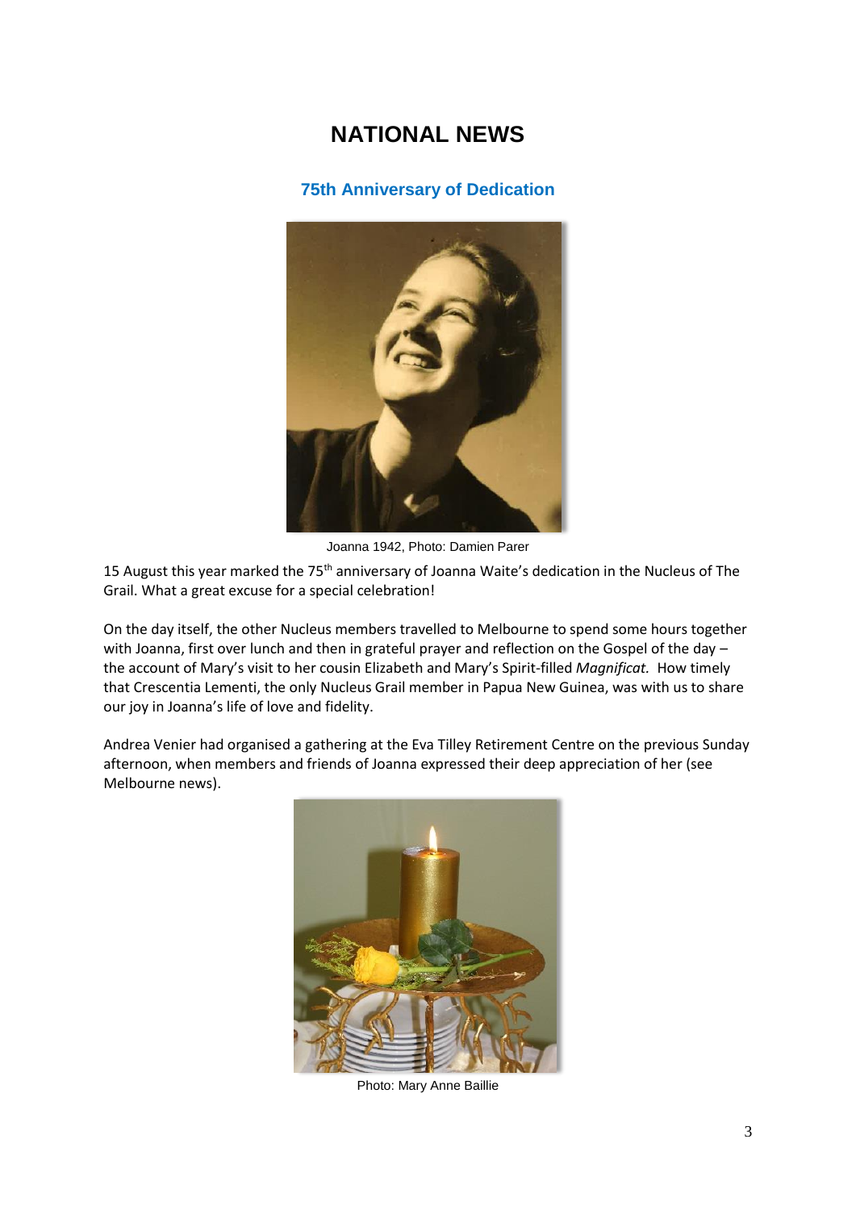# NATIONAL NEWS

## 75th Anniversary of Dedication

Joanna 1942, Photo: Damien Parer

15 August this year marked the 75th anniversary of Joanna Waite's dedication in the Nucleus of The Grail. What a great excuse for a special celebration!

On the day itself, the other Nucleus members travelled to Melbourne to spend some hours together with Joanna, first over lunch and then in grateful prayer and reflection on the Gospel of the day – the account of Mary's visit to her cousin Elizabeth and Mary's Spirit-filled *Magnificat.* How timely that Crescentia Lementi, the only Nucleus Grail member in Papua New Guinea, was with us to share our joy in Joanna's life of love and fidelity.

Andrea Venier had organised a gathering at the Eva Tilley Retirement Centre on the previous Sunday afternoon, when members and friends of Joanna expressed their deep appreciation of her (see Melbourne news).

Photo: Mary Anne Baillie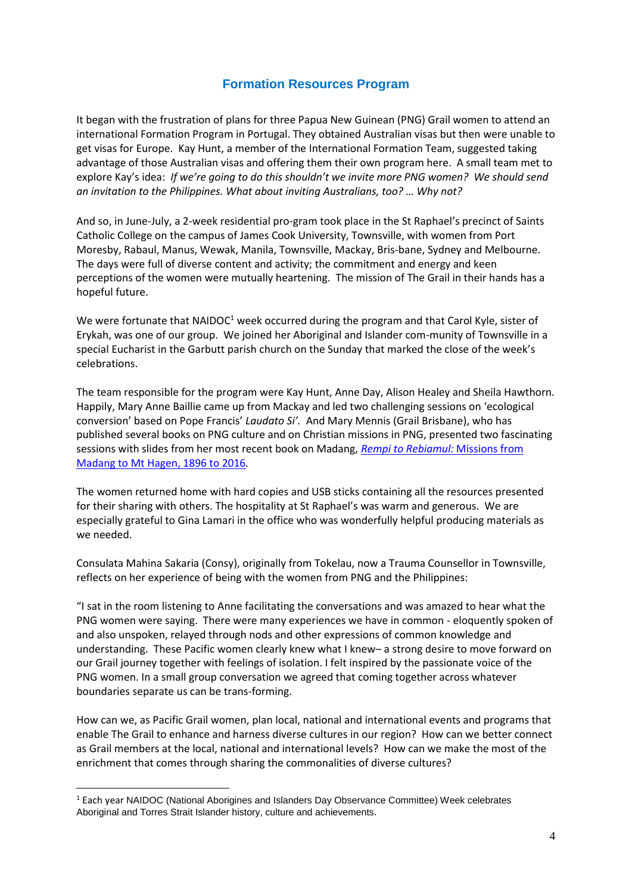# Formation Resources Program

It began with the frustration of plans for three Papua New Guinean (PNG) Grail women to attend an international Formation Program in Portugal. They obtained Australian visas but then were unable to get visas for Europe. Kay Hunt, a member of the International Formation Team, suggested taking advantage of those Australian visas and offering them their own program here. A small team met to explore Kay's idea: *If we're going to do this shouldn't we invite more PNG women? We should send an invitation to the Philippines. What about inviting Australians, too? … Why not?*

And so, in June-July, a 2-week residential pro-gram took place in the St Raphael's precinct of Saints Catholic College on the campus of James Cook University, Townsville, with women from Port Moresby, Rabaul, Manus, Wewak, Manila, Townsville, Mackay, Bris-bane, Sydney and Melbourne. The days were full of diverse content and activity; the commitment and energy and keen perceptions of the women were mutually heartening. The mission of The Grail in their hands has a hopeful future.

We were fortunate that NAIDOC[1] week occurred during the program and that Carol Kyle, sister of Erykah, was one of our group. We joined her Aboriginal and Islander com-munity of Townsville in a special Eucharist in the Garbutt parish church on the Sunday that marked the close of the week's celebrations.

The team responsible for the program were Kay Hunt, Anne Day, Alison Healey and Sheila Hawthorn. Happily, Mary Anne Baillie came up from Mackay and led two challenging sessions on 'ecological conversion' based on Pope Francis' *Laudato Si'*. And Mary Mennis (Grail Brisbane), who has published several books on PNG culture and on Christian missions in PNG, presented two fascinating sessions with slides from her most recent book on Madang, *Rempi to Rebiamul:* Missions from Madang to Mt Hagen, 1896 to 2016.

The women returned home with hard copies and USB sticks containing all the resources presented for their sharing with others. The hospitality at St Raphael's was warm and generous. We are especially grateful to Gina Lamari in the office who was wonderfully helpful producing materials as we needed.

Consulata Mahina Sakaria (Consy), originally from Tokelau, now a Trauma Counsellor in Townsville, reflects on her experience of being with the women from PNG and the Philippines:

"I sat in the room listening to Anne facilitating the conversations and was amazed to hear what the PNG women were saying. There were many experiences we have in common - eloquently spoken of and also unspoken, relayed through nods and other expressions of common knowledge and understanding. These Pacific women clearly knew what I knew– a strong desire to move forward on our Grail journey together with feelings of isolation. I felt inspired by the passionate voice of the PNG women. In a small group conversation we agreed that coming together across whatever boundaries separate us can be trans-forming.

How can we, as Pacific Grail women, plan local, national and international events and programs that enable The Grail to enhance and harness diverse cultures in our region? How can we better connect as Grail members at the local, national and international levels? How can we make the most of the enrichment that comes through sharing the commonalities of diverse cultures?

---

[1] Each year NAIDOC (National Aborigines and Islanders Day Observance Committee) Week celebrates Aboriginal and Torres Strait Islander history, culture and achievements.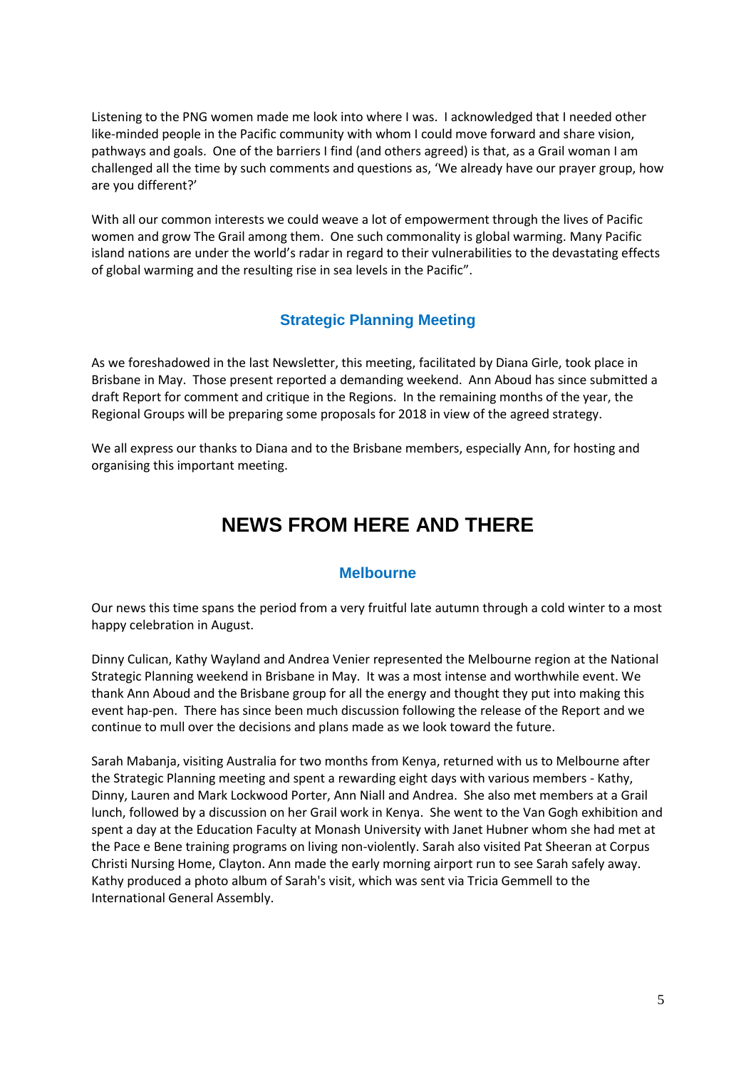Listening to the PNG women made me look into where I was. I acknowledged that I needed other like-minded people in the Pacific community with whom I could move forward and share vision, pathways and goals. One of the barriers I find (and others agreed) is that, as a Grail woman I am challenged all the time by such comments and questions as, 'We already have our prayer group, how are you different?'

With all our common interests we could weave a lot of empowerment through the lives of Pacific women and grow The Grail among them. One such commonality is global warming. Many Pacific island nations are under the world's radar in regard to their vulnerabilities to the devastating effects of global warming and the resulting rise in sea levels in the Pacific".

### Strategic Planning Meeting

As we foreshadowed in the last Newsletter, this meeting, facilitated by Diana Girle, took place in Brisbane in May. Those present reported a demanding weekend. Ann Aboud has since submitted a draft Report for comment and critique in the Regions. In the remaining months of the year, the Regional Groups will be preparing some proposals for 2018 in view of the agreed strategy.

We all express our thanks to Diana and to the Brisbane members, especially Ann, for hosting and organising this important meeting.

## NEWS FROM HERE AND THERE

### Melbourne

Our news this time spans the period from a very fruitful late autumn through a cold winter to a most happy celebration in August.

Dinny Culican, Kathy Wayland and Andrea Venier represented the Melbourne region at the National Strategic Planning weekend in Brisbane in May. It was a most intense and worthwhile event. We thank Ann Aboud and the Brisbane group for all the energy and thought they put into making this event hap-pen. There has since been much discussion following the release of the Report and we continue to mull over the decisions and plans made as we look toward the future.

Sarah Mabanja, visiting Australia for two months from Kenya, returned with us to Melbourne after the Strategic Planning meeting and spent a rewarding eight days with various members - Kathy, Dinny, Lauren and Mark Lockwood Porter, Ann Niall and Andrea. She also met members at a Grail lunch, followed by a discussion on her Grail work in Kenya. She went to the Van Gogh exhibition and spent a day at the Education Faculty at Monash University with Janet Hubner whom she had met at the Pace e Bene training programs on living non-violently. Sarah also visited Pat Sheeran at Corpus Christi Nursing Home, Clayton. Ann made the early morning airport run to see Sarah safely away. Kathy produced a photo album of Sarah's visit, which was sent via Tricia Gemmell to the International General Assembly.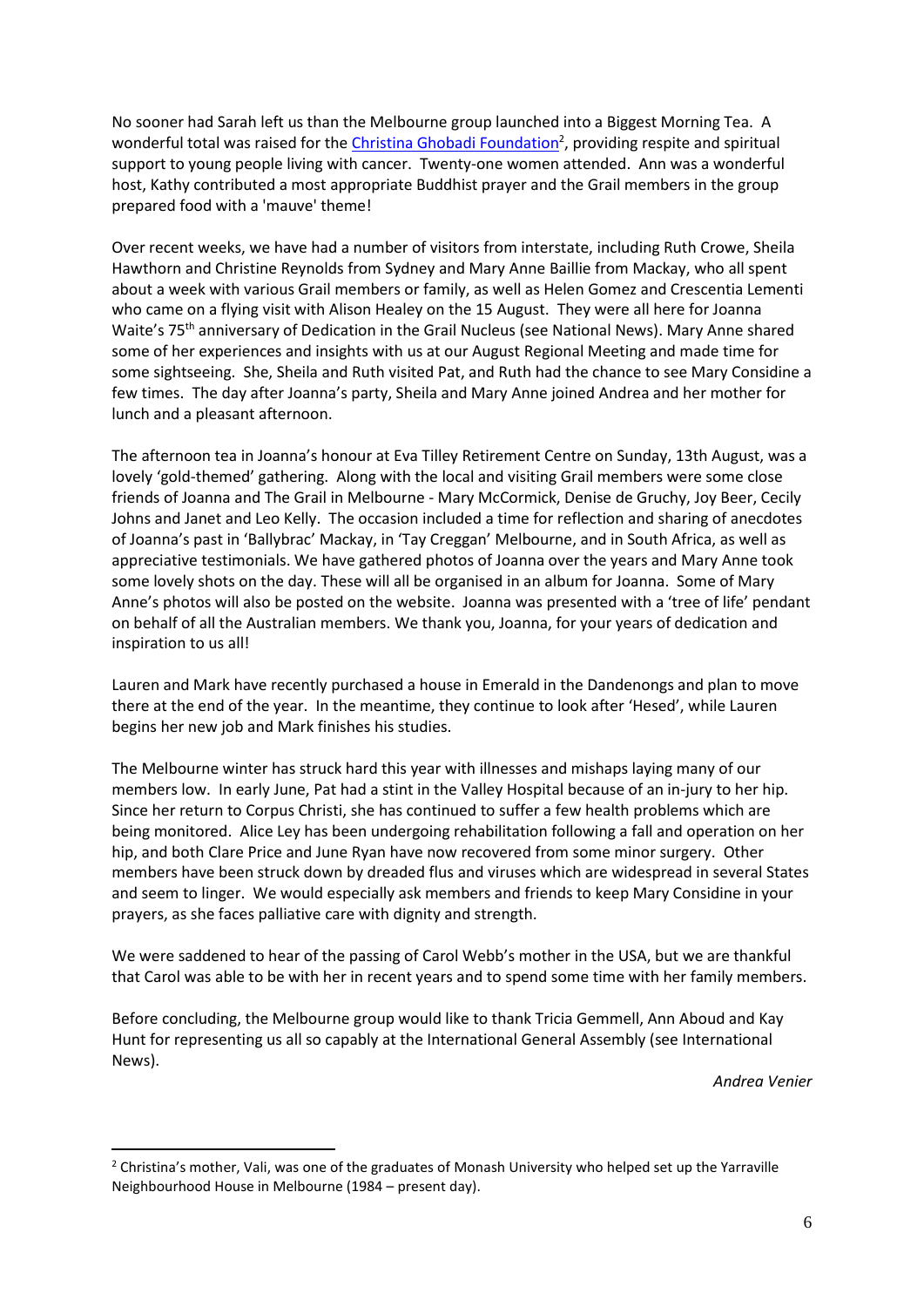No sooner had Sarah left us than the Melbourne group launched into a Biggest Morning Tea. A wonderful total was raised for the Christina Ghobadi Foundation[2], providing respite and spiritual support to young people living with cancer. Twenty-one women attended. Ann was a wonderful host, Kathy contributed a most appropriate Buddhist prayer and the Grail members in the group prepared food with a 'mauve' theme!

Over recent weeks, we have had a number of visitors from interstate, including Ruth Crowe, Sheila Hawthorn and Christine Reynolds from Sydney and Mary Anne Baillie from Mackay, who all spent about a week with various Grail members or family, as well as Helen Gomez and Crescentia Lementi who came on a flying visit with Alison Healey on the 15 August. They were all here for Joanna Waite's 75th anniversary of Dedication in the Grail Nucleus (see National News). Mary Anne shared some of her experiences and insights with us at our August Regional Meeting and made time for some sightseeing. She, Sheila and Ruth visited Pat, and Ruth had the chance to see Mary Considine a few times. The day after Joanna's party, Sheila and Mary Anne joined Andrea and her mother for lunch and a pleasant afternoon.

The afternoon tea in Joanna's honour at Eva Tilley Retirement Centre on Sunday, 13th August, was a lovely 'gold-themed' gathering. Along with the local and visiting Grail members were some close friends of Joanna and The Grail in Melbourne - Mary McCormick, Denise de Gruchy, Joy Beer, Cecily Johns and Janet and Leo Kelly. The occasion included a time for reflection and sharing of anecdotes of Joanna's past in 'Ballybrac' Mackay, in 'Tay Creggan' Melbourne, and in South Africa, as well as appreciative testimonials. We have gathered photos of Joanna over the years and Mary Anne took some lovely shots on the day. These will all be organised in an album for Joanna. Some of Mary Anne's photos will also be posted on the website. Joanna was presented with a 'tree of life' pendant on behalf of all the Australian members. We thank you, Joanna, for your years of dedication and inspiration to us all!

Lauren and Mark have recently purchased a house in Emerald in the Dandenongs and plan to move there at the end of the year. In the meantime, they continue to look after 'Hesed', while Lauren begins her new job and Mark finishes his studies.

The Melbourne winter has struck hard this year with illnesses and mishaps laying many of our members low. In early June, Pat had a stint in the Valley Hospital because of an in-jury to her hip. Since her return to Corpus Christi, she has continued to suffer a few health problems which are being monitored. Alice Ley has been undergoing rehabilitation following a fall and operation on her hip, and both Clare Price and June Ryan have now recovered from some minor surgery. Other members have been struck down by dreaded flus and viruses which are widespread in several States and seem to linger. We would especially ask members and friends to keep Mary Considine in your prayers, as she faces palliative care with dignity and strength.

We were saddened to hear of the passing of Carol Webb's mother in the USA, but we are thankful that Carol was able to be with her in recent years and to spend some time with her family members.

Before concluding, the Melbourne group would like to thank Tricia Gemmell, Ann Aboud and Kay Hunt for representing us all so capably at the International General Assembly (see International News).

*Andrea Venier*

---

[2] Christina's mother, Vali, was one of the graduates of Monash University who helped set up the Yarraville Neighbourhood House in Melbourne (1984 – present day).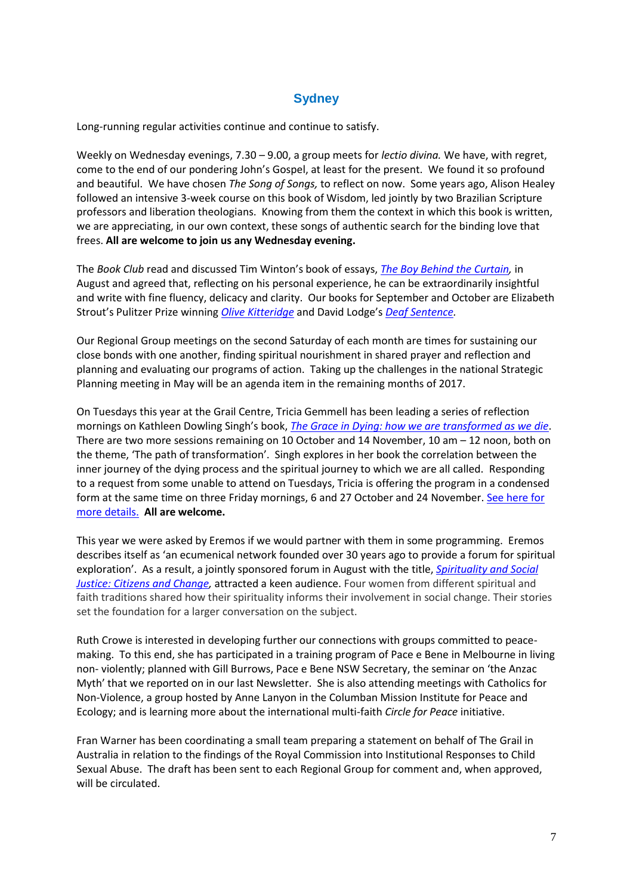## Sydney

Long-running regular activities continue and continue to satisfy.

Weekly on Wednesday evenings, 7.30 – 9.00, a group meets for *lectio divina.* We have, with regret, come to the end of our pondering John's Gospel, at least for the present. We found it so profound and beautiful. We have chosen *The Song of Songs,* to reflect on now. Some years ago, Alison Healey followed an intensive 3-week course on this book of Wisdom, led jointly by two Brazilian Scripture professors and liberation theologians. Knowing from them the context in which this book is written, we are appreciating, in our own context, these songs of authentic search for the binding love that frees. **All are welcome to join us any Wednesday evening.**

The *Book Club* read and discussed Tim Winton's book of essays, *The Boy Behind the Curtain,* in August and agreed that, reflecting on his personal experience, he can be extraordinarily insightful and write with fine fluency, delicacy and clarity. Our books for September and October are Elizabeth Strout's Pulitzer Prize winning *Olive Kitteridge* and David Lodge's *Deaf Sentence.*

Our Regional Group meetings on the second Saturday of each month are times for sustaining our close bonds with one another, finding spiritual nourishment in shared prayer and reflection and planning and evaluating our programs of action. Taking up the challenges in the national Strategic Planning meeting in May will be an agenda item in the remaining months of 2017.

On Tuesdays this year at the Grail Centre, Tricia Gemmell has been leading a series of reflection mornings on Kathleen Dowling Singh's book, *The Grace in Dying: how we are transformed as we die*. There are two more sessions remaining on 10 October and 14 November, 10 am – 12 noon, both on the theme, 'The path of transformation'. Singh explores in her book the correlation between the inner journey of the dying process and the spiritual journey to which we are all called. Responding to a request from some unable to attend on Tuesdays, Tricia is offering the program in a condensed form at the same time on three Friday mornings, 6 and 27 October and 24 November. See here for more details. **All are welcome.**

This year we were asked by Eremos if we would partner with them in some programming. Eremos describes itself as 'an ecumenical network founded over 30 years ago to provide a forum for spiritual exploration'. As a result, a jointly sponsored forum in August with the title, *Spirituality and Social Justice: Citizens and Change,* attracted a keen audience. Four women from different spiritual and faith traditions shared how their spirituality informs their involvement in social change. Their stories set the foundation for a larger conversation on the subject.

Ruth Crowe is interested in developing further our connections with groups committed to peace-making. To this end, she has participated in a training program of Pace e Bene in Melbourne in living non- violently; planned with Gill Burrows, Pace e Bene NSW Secretary, the seminar on 'the Anzac Myth' that we reported on in our last Newsletter. She is also attending meetings with Catholics for Non-Violence, a group hosted by Anne Lanyon in the Columban Mission Institute for Peace and Ecology; and is learning more about the international multi-faith *Circle for Peace* initiative.

Fran Warner has been coordinating a small team preparing a statement on behalf of The Grail in Australia in relation to the findings of the Royal Commission into Institutional Responses to Child Sexual Abuse. The draft has been sent to each Regional Group for comment and, when approved, will be circulated.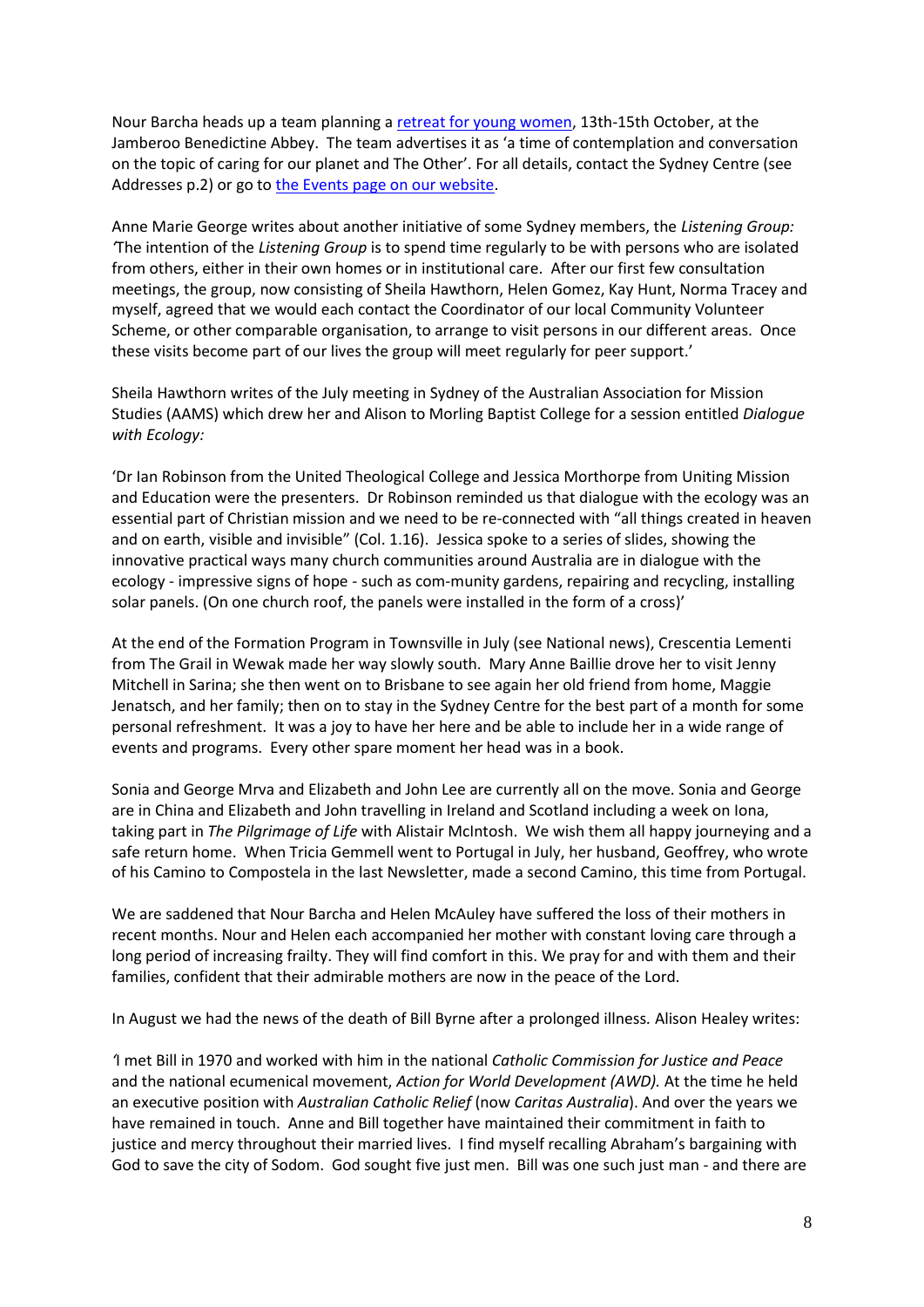Nour Barcha heads up a team planning a retreat for young women, 13th-15th October, at the Jamberoo Benedictine Abbey. The team advertises it as 'a time of contemplation and conversation on the topic of caring for our planet and The Other'. For all details, contact the Sydney Centre (see Addresses p.2) or go to the Events page on our website.

Anne Marie George writes about another initiative of some Sydney members, the *Listening Group: '*The intention of the *Listening Group* is to spend time regularly to be with persons who are isolated from others, either in their own homes or in institutional care. After our first few consultation meetings, the group, now consisting of Sheila Hawthorn, Helen Gomez, Kay Hunt, Norma Tracey and myself, agreed that we would each contact the Coordinator of our local Community Volunteer Scheme, or other comparable organisation, to arrange to visit persons in our different areas. Once these visits become part of our lives the group will meet regularly for peer support.'

Sheila Hawthorn writes of the July meeting in Sydney of the Australian Association for Mission Studies (AAMS) which drew her and Alison to Morling Baptist College for a session entitled *Dialogue with Ecology:*

'Dr Ian Robinson from the United Theological College and Jessica Morthorpe from Uniting Mission and Education were the presenters. Dr Robinson reminded us that dialogue with the ecology was an essential part of Christian mission and we need to be re-connected with "all things created in heaven and on earth, visible and invisible" (Col. 1.16). Jessica spoke to a series of slides, showing the innovative practical ways many church communities around Australia are in dialogue with the ecology - impressive signs of hope - such as com-munity gardens, repairing and recycling, installing solar panels. (On one church roof, the panels were installed in the form of a cross)'

At the end of the Formation Program in Townsville in July (see National news), Crescentia Lementi from The Grail in Wewak made her way slowly south. Mary Anne Baillie drove her to visit Jenny Mitchell in Sarina; she then went on to Brisbane to see again her old friend from home, Maggie Jenatsch, and her family; then on to stay in the Sydney Centre for the best part of a month for some personal refreshment. It was a joy to have her here and be able to include her in a wide range of events and programs. Every other spare moment her head was in a book.

Sonia and George Mrva and Elizabeth and John Lee are currently all on the move. Sonia and George are in China and Elizabeth and John travelling in Ireland and Scotland including a week on Iona, taking part in *The Pilgrimage of Life* with Alistair McIntosh. We wish them all happy journeying and a safe return home. When Tricia Gemmell went to Portugal in July, her husband, Geoffrey, who wrote of his Camino to Compostela in the last Newsletter, made a second Camino, this time from Portugal.

We are saddened that Nour Barcha and Helen McAuley have suffered the loss of their mothers in recent months. Nour and Helen each accompanied her mother with constant loving care through a long period of increasing frailty. They will find comfort in this. We pray for and with them and their families, confident that their admirable mothers are now in the peace of the Lord.

In August we had the news of the death of Bill Byrne after a prolonged illness. Alison Healey writes:

*'*I met Bill in 1970 and worked with him in the national *Catholic Commission for Justice and Peace* and the national ecumenical movement, *Action for World Development (AWD).* At the time he held an executive position with *Australian Catholic Relief* (now *Caritas Australia*). And over the years we have remained in touch. Anne and Bill together have maintained their commitment in faith to justice and mercy throughout their married lives. I find myself recalling Abraham's bargaining with God to save the city of Sodom. God sought five just men. Bill was one such just man - and there are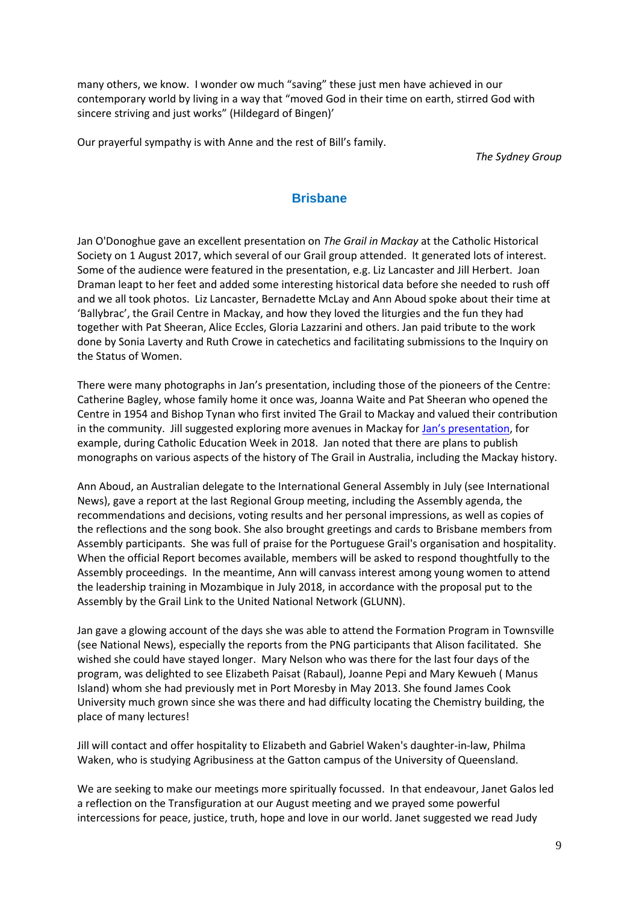many others, we know. I wonder ow much "saving" these just men have achieved in our contemporary world by living in a way that "moved God in their time on earth, stirred God with sincere striving and just works" (Hildegard of Bingen)'

Our prayerful sympathy is with Anne and the rest of Bill's family.

*The Sydney Group*

## Brisbane

Jan O'Donoghue gave an excellent presentation on *The Grail in Mackay* at the Catholic Historical Society on 1 August 2017, which several of our Grail group attended. It generated lots of interest. Some of the audience were featured in the presentation, e.g. Liz Lancaster and Jill Herbert. Joan Draman leapt to her feet and added some interesting historical data before she needed to rush off and we all took photos. Liz Lancaster, Bernadette McLay and Ann Aboud spoke about their time at 'Ballybrac', the Grail Centre in Mackay, and how they loved the liturgies and the fun they had together with Pat Sheeran, Alice Eccles, Gloria Lazzarini and others. Jan paid tribute to the work done by Sonia Laverty and Ruth Crowe in catechetics and facilitating submissions to the Inquiry on the Status of Women.

There were many photographs in Jan's presentation, including those of the pioneers of the Centre: Catherine Bagley, whose family home it once was, Joanna Waite and Pat Sheeran who opened the Centre in 1954 and Bishop Tynan who first invited The Grail to Mackay and valued their contribution in the community. Jill suggested exploring more avenues in Mackay for Jan's presentation, for example, during Catholic Education Week in 2018. Jan noted that there are plans to publish monographs on various aspects of the history of The Grail in Australia, including the Mackay history.

Ann Aboud, an Australian delegate to the International General Assembly in July (see International News), gave a report at the last Regional Group meeting, including the Assembly agenda, the recommendations and decisions, voting results and her personal impressions, as well as copies of the reflections and the song book. She also brought greetings and cards to Brisbane members from Assembly participants. She was full of praise for the Portuguese Grail's organisation and hospitality. When the official Report becomes available, members will be asked to respond thoughtfully to the Assembly proceedings. In the meantime, Ann will canvass interest among young women to attend the leadership training in Mozambique in July 2018, in accordance with the proposal put to the Assembly by the Grail Link to the United National Network (GLUNN).

Jan gave a glowing account of the days she was able to attend the Formation Program in Townsville (see National News), especially the reports from the PNG participants that Alison facilitated. She wished she could have stayed longer. Mary Nelson who was there for the last four days of the program, was delighted to see Elizabeth Paisat (Rabaul), Joanne Pepi and Mary Kewueh ( Manus Island) whom she had previously met in Port Moresby in May 2013. She found James Cook University much grown since she was there and had difficulty locating the Chemistry building, the place of many lectures!

Jill will contact and offer hospitality to Elizabeth and Gabriel Waken's daughter-in-law, Philma Waken, who is studying Agribusiness at the Gatton campus of the University of Queensland.

We are seeking to make our meetings more spiritually focussed. In that endeavour, Janet Galos led a reflection on the Transfiguration at our August meeting and we prayed some powerful intercessions for peace, justice, truth, hope and love in our world. Janet suggested we read Judy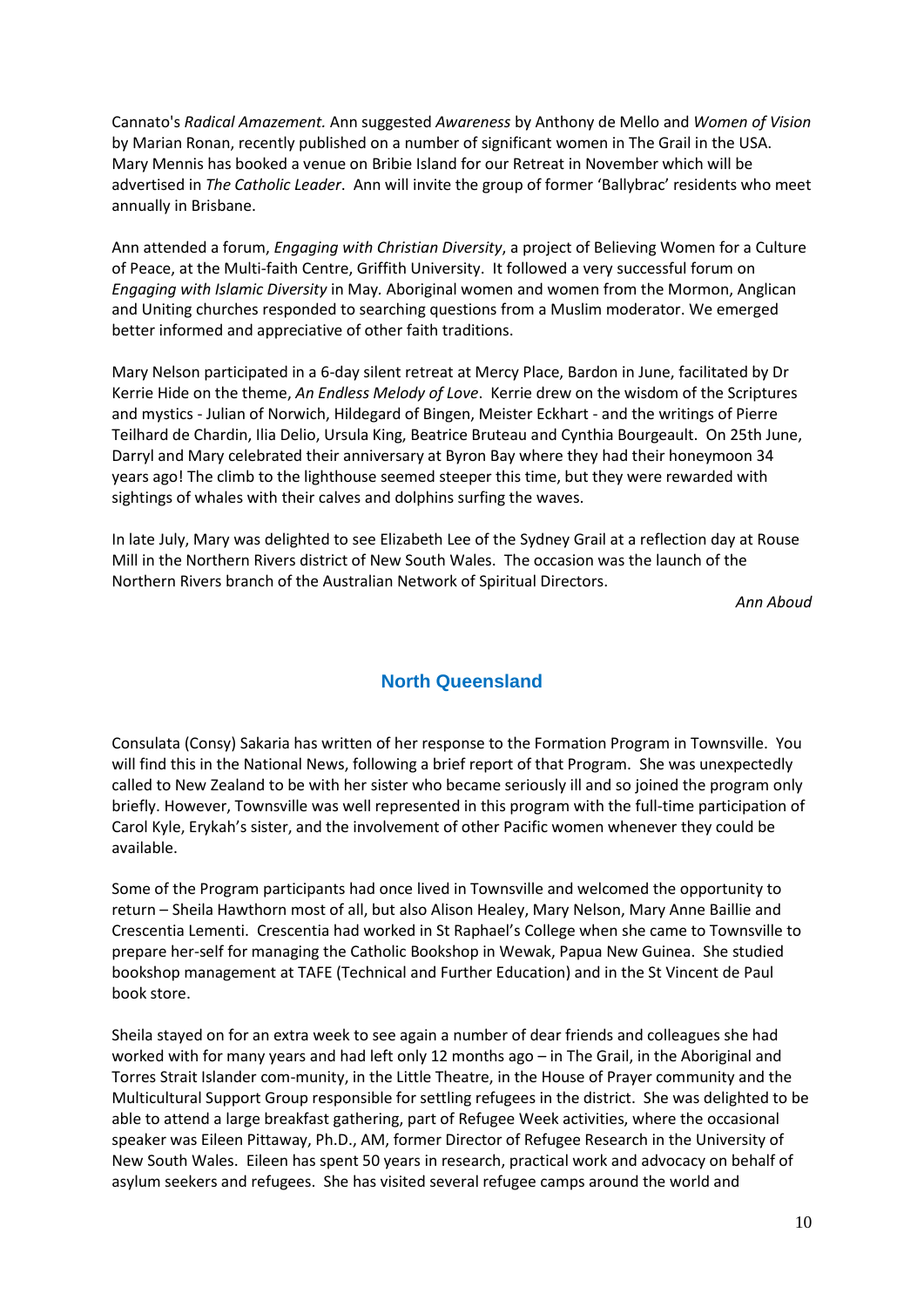Cannato's *Radical Amazement.* Ann suggested *Awareness* by Anthony de Mello and *Women of Vision* by Marian Ronan, recently published on a number of significant women in The Grail in the USA. Mary Mennis has booked a venue on Bribie Island for our Retreat in November which will be advertised in *The Catholic Leader*. Ann will invite the group of former 'Ballybrac' residents who meet annually in Brisbane.

Ann attended a forum, *Engaging with Christian Diversity*, a project of Believing Women for a Culture of Peace, at the Multi-faith Centre, Griffith University. It followed a very successful forum on *Engaging with Islamic Diversity* in May. Aboriginal women and women from the Mormon, Anglican and Uniting churches responded to searching questions from a Muslim moderator. We emerged better informed and appreciative of other faith traditions.

Mary Nelson participated in a 6-day silent retreat at Mercy Place, Bardon in June, facilitated by Dr Kerrie Hide on the theme, *An Endless Melody of Love*. Kerrie drew on the wisdom of the Scriptures and mystics - Julian of Norwich, Hildegard of Bingen, Meister Eckhart - and the writings of Pierre Teilhard de Chardin, Ilia Delio, Ursula King, Beatrice Bruteau and Cynthia Bourgeault. On 25th June, Darryl and Mary celebrated their anniversary at Byron Bay where they had their honeymoon 34 years ago! The climb to the lighthouse seemed steeper this time, but they were rewarded with sightings of whales with their calves and dolphins surfing the waves.

In late July, Mary was delighted to see Elizabeth Lee of the Sydney Grail at a reflection day at Rouse Mill in the Northern Rivers district of New South Wales. The occasion was the launch of the Northern Rivers branch of the Australian Network of Spiritual Directors.

*Ann Aboud*

## North Queensland

Consulata (Consy) Sakaria has written of her response to the Formation Program in Townsville. You will find this in the National News, following a brief report of that Program. She was unexpectedly called to New Zealand to be with her sister who became seriously ill and so joined the program only briefly. However, Townsville was well represented in this program with the full-time participation of Carol Kyle, Erykah's sister, and the involvement of other Pacific women whenever they could be available.

Some of the Program participants had once lived in Townsville and welcomed the opportunity to return – Sheila Hawthorn most of all, but also Alison Healey, Mary Nelson, Mary Anne Baillie and Crescentia Lementi. Crescentia had worked in St Raphael's College when she came to Townsville to prepare her-self for managing the Catholic Bookshop in Wewak, Papua New Guinea. She studied bookshop management at TAFE (Technical and Further Education) and in the St Vincent de Paul book store.

Sheila stayed on for an extra week to see again a number of dear friends and colleagues she had worked with for many years and had left only 12 months ago – in The Grail, in the Aboriginal and Torres Strait Islander com-munity, in the Little Theatre, in the House of Prayer community and the Multicultural Support Group responsible for settling refugees in the district. She was delighted to be able to attend a large breakfast gathering, part of Refugee Week activities, where the occasional speaker was Eileen Pittaway, Ph.D., AM, former Director of Refugee Research in the University of New South Wales. Eileen has spent 50 years in research, practical work and advocacy on behalf of asylum seekers and refugees. She has visited several refugee camps around the world and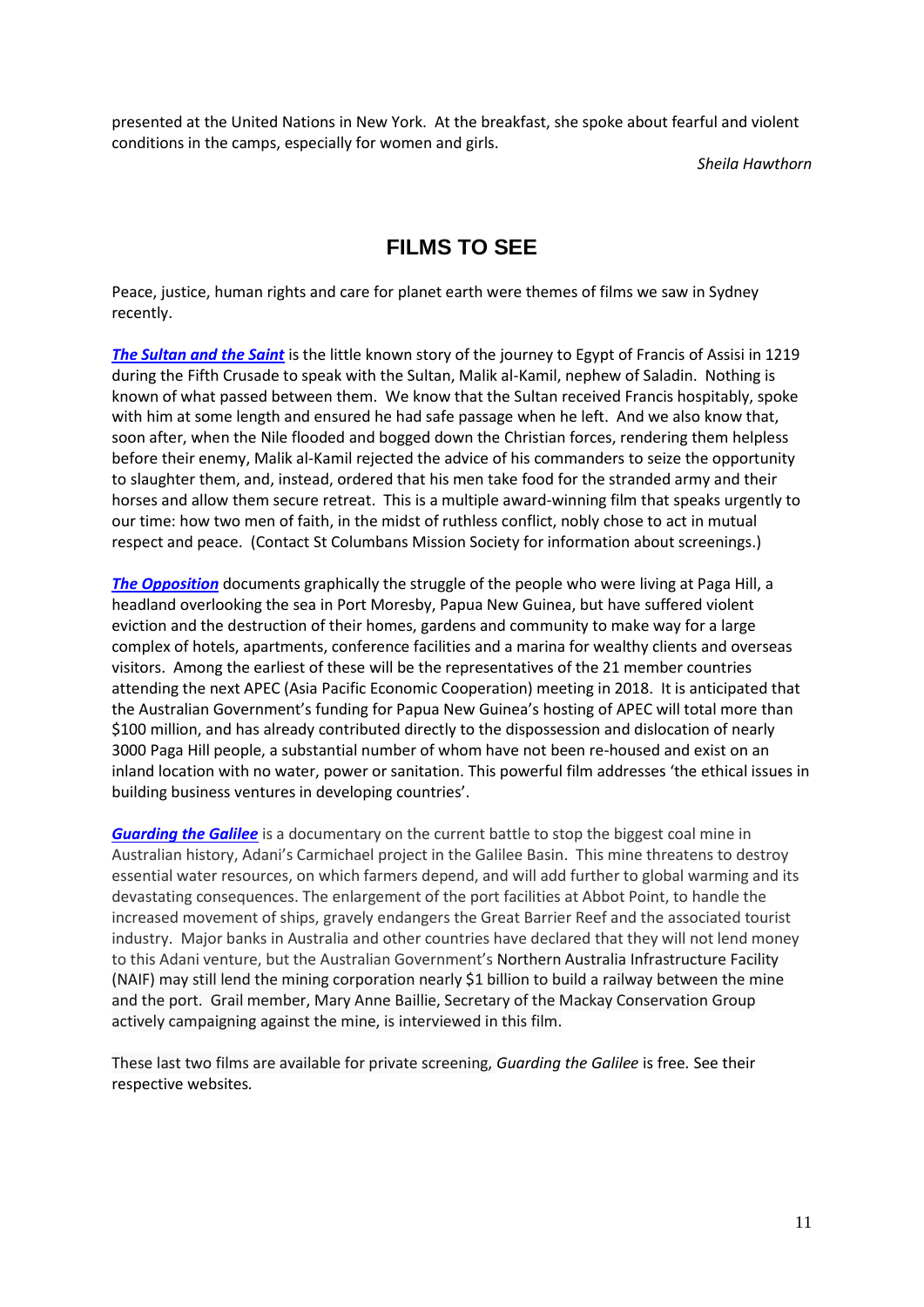presented at the United Nations in New York. At the breakfast, she spoke about fearful and violent conditions in the camps, especially for women and girls.

*Sheila Hawthorn*

## FILMS TO SEE

Peace, justice, human rights and care for planet earth were themes of films we saw in Sydney recently.

***The Sultan and the Saint*** is the little known story of the journey to Egypt of Francis of Assisi in 1219 during the Fifth Crusade to speak with the Sultan, Malik al-Kamil, nephew of Saladin. Nothing is known of what passed between them. We know that the Sultan received Francis hospitably, spoke with him at some length and ensured he had safe passage when he left. And we also know that, soon after, when the Nile flooded and bogged down the Christian forces, rendering them helpless before their enemy, Malik al-Kamil rejected the advice of his commanders to seize the opportunity to slaughter them, and, instead, ordered that his men take food for the stranded army and their horses and allow them secure retreat. This is a multiple award-winning film that speaks urgently to our time: how two men of faith, in the midst of ruthless conflict, nobly chose to act in mutual respect and peace. (Contact St Columbans Mission Society for information about screenings.)

***The Opposition*** documents graphically the struggle of the people who were living at Paga Hill, a headland overlooking the sea in Port Moresby, Papua New Guinea, but have suffered violent eviction and the destruction of their homes, gardens and community to make way for a large complex of hotels, apartments, conference facilities and a marina for wealthy clients and overseas visitors. Among the earliest of these will be the representatives of the 21 member countries attending the next APEC (Asia Pacific Economic Cooperation) meeting in 2018. It is anticipated that the Australian Government's funding for Papua New Guinea's hosting of APEC will total more than $100 million, and has already contributed directly to the dispossession and dislocation of nearly 3000 Paga Hill people, a substantial number of whom have not been re-housed and exist on an inland location with no water, power or sanitation. This powerful film addresses 'the ethical issues in building business ventures in developing countries'.

***Guarding the Galilee*** is a documentary on the current battle to stop the biggest coal mine in Australian history, Adani's Carmichael project in the Galilee Basin. This mine threatens to destroy essential water resources, on which farmers depend, and will add further to global warming and its devastating consequences. The enlargement of the port facilities at Abbot Point, to handle the increased movement of ships, gravely endangers the Great Barrier Reef and the associated tourist industry. Major banks in Australia and other countries have declared that they will not lend money to this Adani venture, but the Australian Government's Northern Australia Infrastructure Facility (NAIF) may still lend the mining corporation nearly $1 billion to build a railway between the mine and the port. Grail member, Mary Anne Baillie, Secretary of the Mackay Conservation Group actively campaigning against the mine, is interviewed in this film.

These last two films are available for private screening, *Guarding the Galilee* is free. See their respective websites.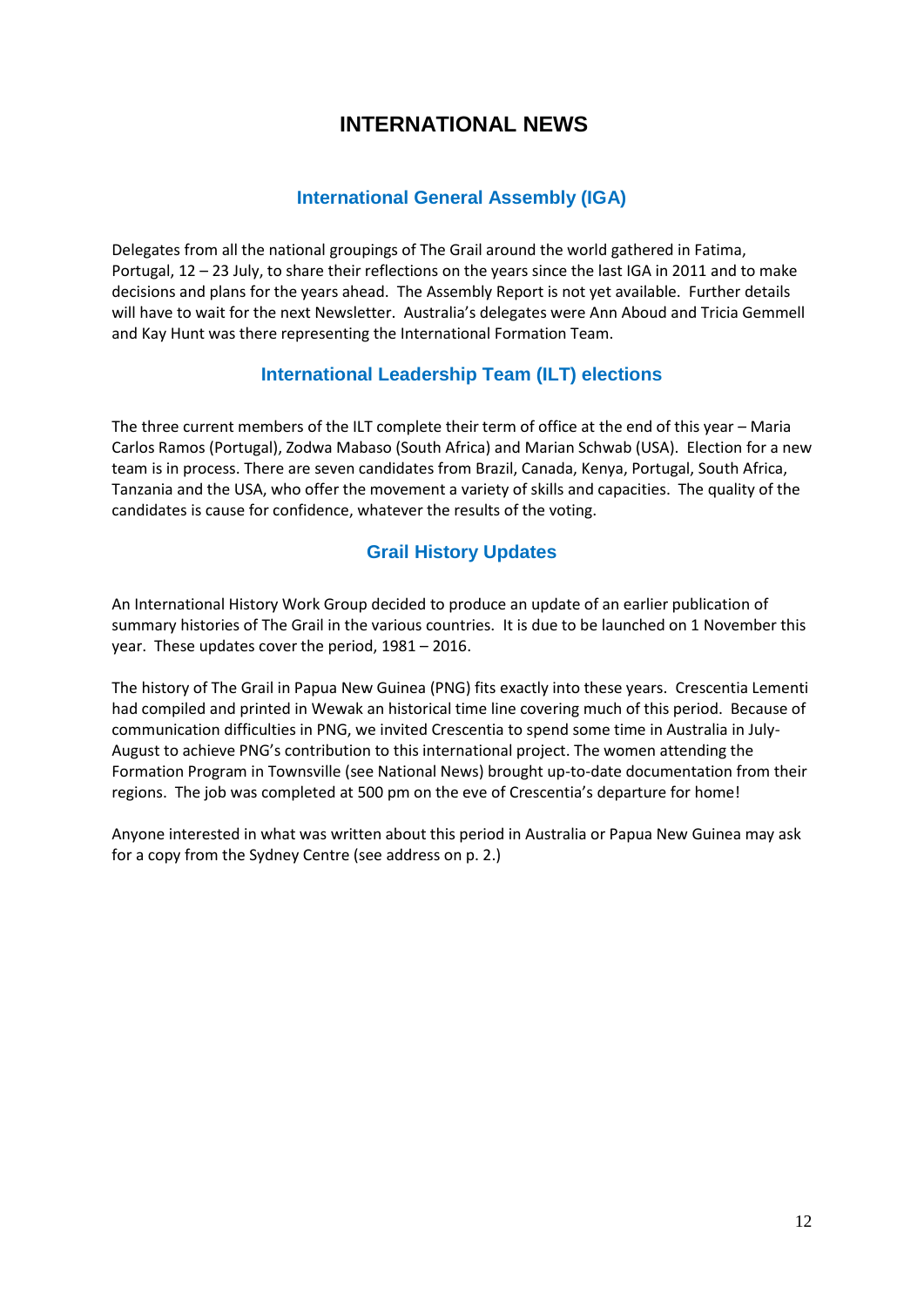# INTERNATIONAL NEWS

## International General Assembly (IGA)

Delegates from all the national groupings of The Grail around the world gathered in Fatima, Portugal, 12 – 23 July, to share their reflections on the years since the last IGA in 2011 and to make decisions and plans for the years ahead. The Assembly Report is not yet available. Further details will have to wait for the next Newsletter. Australia's delegates were Ann Aboud and Tricia Gemmell and Kay Hunt was there representing the International Formation Team.

## International Leadership Team (ILT) elections

The three current members of the ILT complete their term of office at the end of this year – Maria Carlos Ramos (Portugal), Zodwa Mabaso (South Africa) and Marian Schwab (USA). Election for a new team is in process. There are seven candidates from Brazil, Canada, Kenya, Portugal, South Africa, Tanzania and the USA, who offer the movement a variety of skills and capacities. The quality of the candidates is cause for confidence, whatever the results of the voting.

## Grail History Updates

An International History Work Group decided to produce an update of an earlier publication of summary histories of The Grail in the various countries. It is due to be launched on 1 November this year. These updates cover the period, 1981 – 2016.

The history of The Grail in Papua New Guinea (PNG) fits exactly into these years. Crescentia Lementi had compiled and printed in Wewak an historical time line covering much of this period. Because of communication difficulties in PNG, we invited Crescentia to spend some time in Australia in July-August to achieve PNG's contribution to this international project. The women attending the Formation Program in Townsville (see National News) brought up-to-date documentation from their regions. The job was completed at 500 pm on the eve of Crescentia's departure for home!

Anyone interested in what was written about this period in Australia or Papua New Guinea may ask for a copy from the Sydney Centre (see address on p. 2.)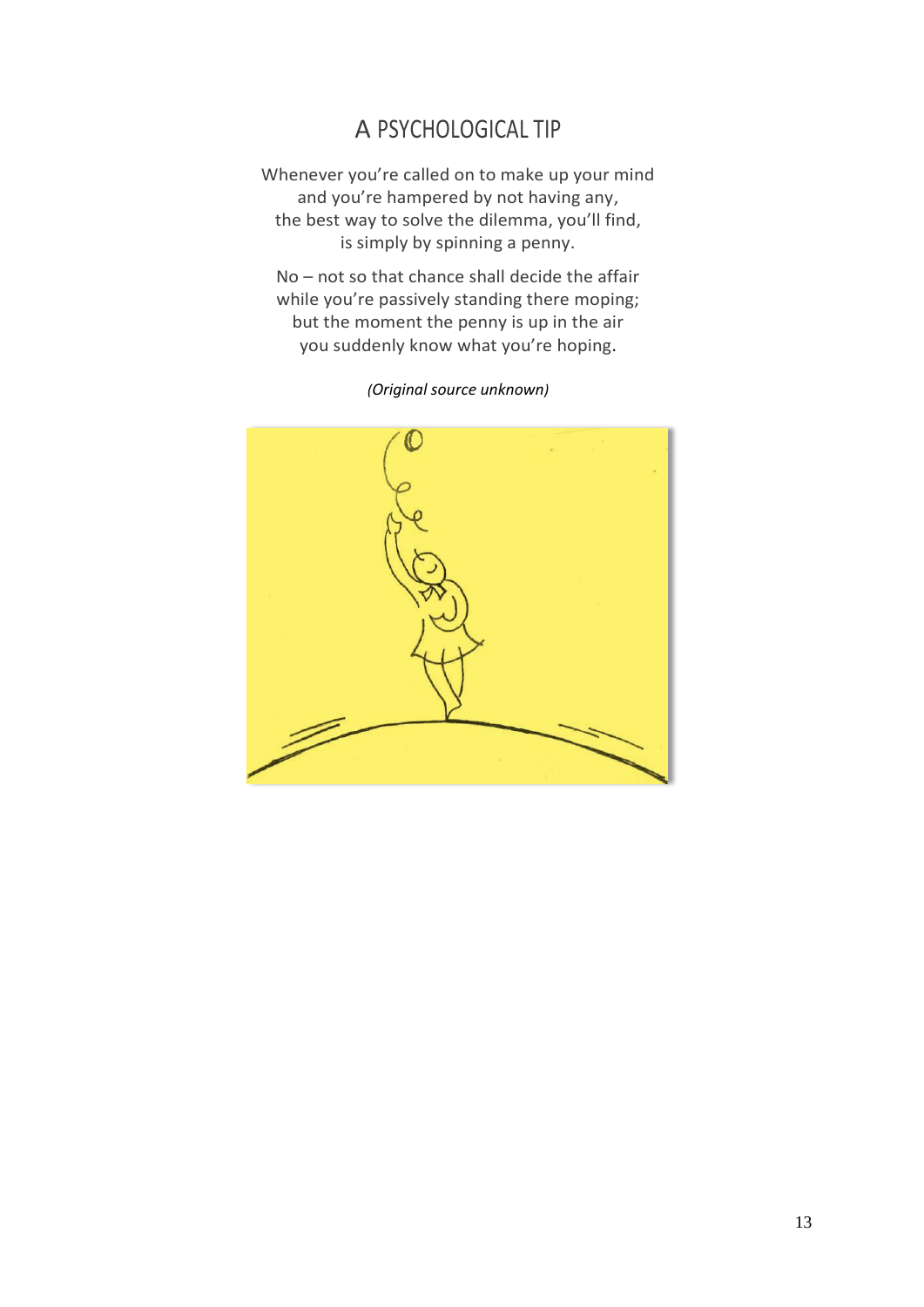# A PSYCHOLOGICAL TIP

Whenever you're called on to make up your mind
and you're hampered by not having any,
the best way to solve the dilemma, you'll find,
is simply by spinning a penny.

No – not so that chance shall decide the affair
while you're passively standing there moping;
but the moment the penny is up in the air
you suddenly know what you're hoping.

*(Original source unknown)*